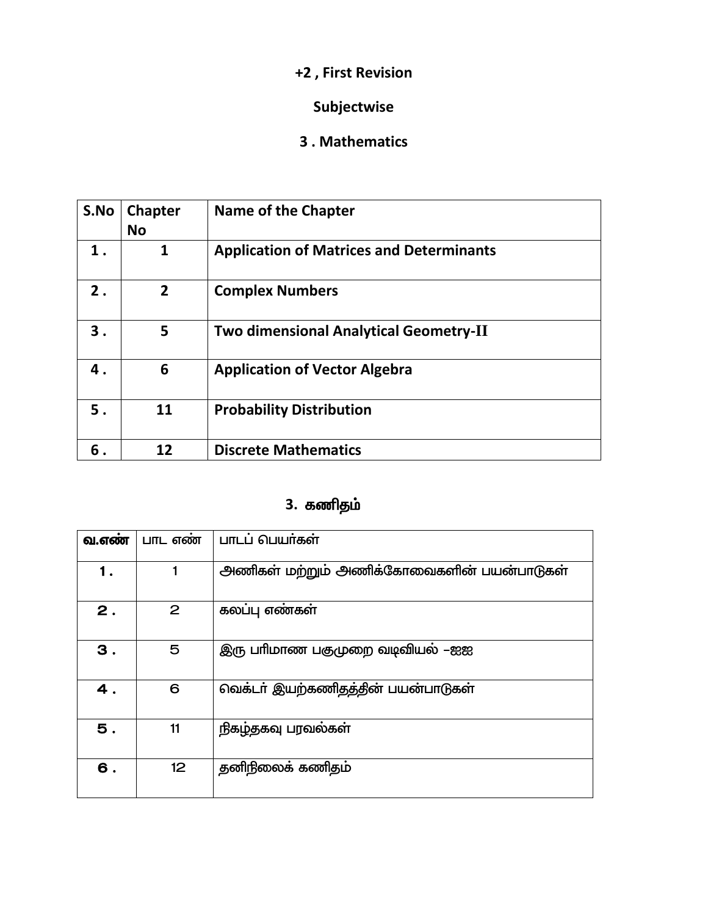**+2 , First Revision**

**Subjectwise**

**3 . Mathematics**

| S.No | Chapter No | Name of the Chapter |
|---|---|---|
| 1 . | 1 | Application of Matrices and Determinants |
| 2 . | 2 | Complex Numbers |
| 3 . | 5 | Two dimensional Analytical Geometry-II |
| 4 . | 6 | Application of Vector Algebra |
| 5 . | 11 | Probability Distribution |
| 6 . | 12 | Discrete Mathematics |

**3. கணிதம்**

| வ.எண் | பாட எண் | பாடப் பெயர்கள் |
|---|---|---|
| 1 . | 1 | அணிகள் மற்றும் அணிக்கோவைகளின் பயன்பாடுகள் |
| 2 . | 2 | கலப்பு எண்கள் |
| 3 . | 5 | இரு பரிமாண பகுமுறை வடிவியல் –ஐஐ |
| 4 . | 6 | வெக்டர் இயற்கணிதத்தின் பயன்பாடுகள் |
| 5 . | 11 | நிகழ்தகவு பரவல்கள் |
| 6 . | 12 | தனிநிலைக் கணிதம் |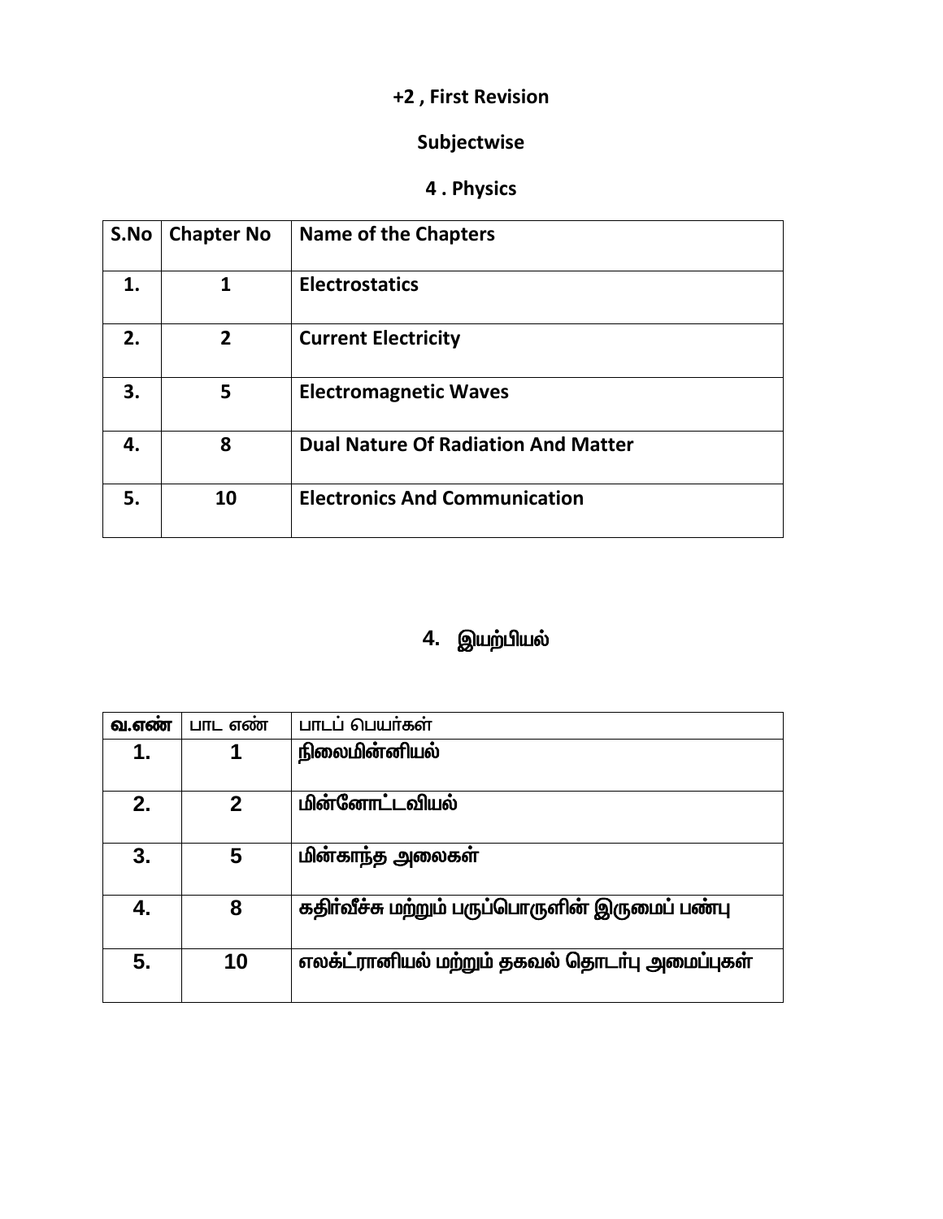**+2 , First Revision**

**Subjectwise**

**4 . Physics**

| S.No | Chapter No | Name of the Chapters |
|---|---|---|
| 1. | 1 | Electrostatics |
| 2. | 2 | Current Electricity |
| 3. | 5 | Electromagnetic Waves |
| 4. | 8 | Dual Nature Of Radiation And Matter |
| 5. | 10 | Electronics And Communication |

**4. இயற்பியல்**

| வ.எண் | பாட எண் | பாடப் பெயர்கள் |
|---|---|---|
| 1. | 1 | நிலைமின்னியல் |
| 2. | 2 | மின்னோட்டவியல் |
| 3. | 5 | மின்காந்த அலைகள் |
| 4. | 8 | கதிர்வீச்சு மற்றும் பருப்பொருளின் இருமைப் பண்பு |
| 5. | 10 | எலக்ட்ரானியல் மற்றும் தகவல் தொடர்பு அமைப்புகள் |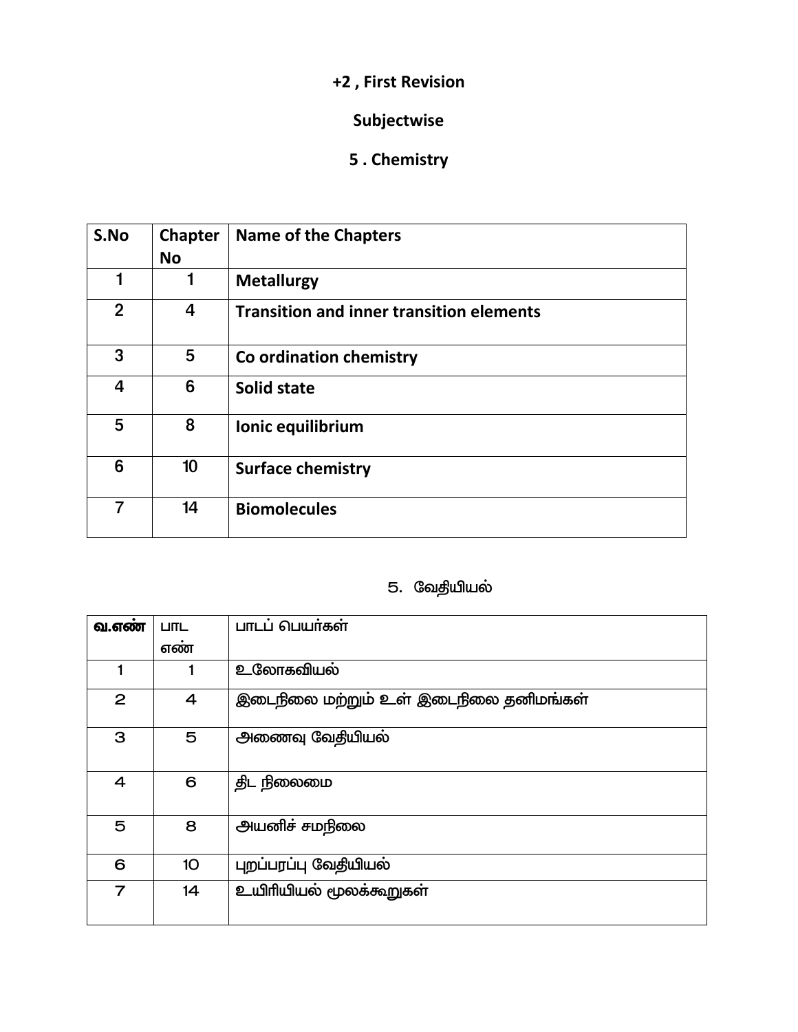**+2 , First Revision**

**Subjectwise**

**5 . Chemistry**

| S.No | Chapter No | Name of the Chapters |
|---|---|---|
| 1 | 1 | **Metallurgy** |
| 2 | 4 | **Transition and inner transition elements** |
| 3 | 5 | **Co ordination chemistry** |
| 4 | 6 | **Solid state** |
| 5 | 8 | **Ionic equilibrium** |
| 6 | 10 | **Surface chemistry** |
| 7 | 14 | **Biomolecules** |

5. வேதியியல்

| வ.எண் | பாட எண் | பாடப் பெயர்கள் |
|---|---|---|
| 1 | 1 | உலோகவியல் |
| 2 | 4 | இடைநிலை மற்றும் உள் இடைநிலை தனிமங்கள் |
| 3 | 5 | அணைவு வேதியியல் |
| 4 | 6 | திட நிலைமை |
| 5 | 8 | அயனிச் சமநிலை |
| 6 | 10 | புறப்பரப்பு வேதியியல் |
| 7 | 14 | உயிரியியல் மூலக்கூறுகள் |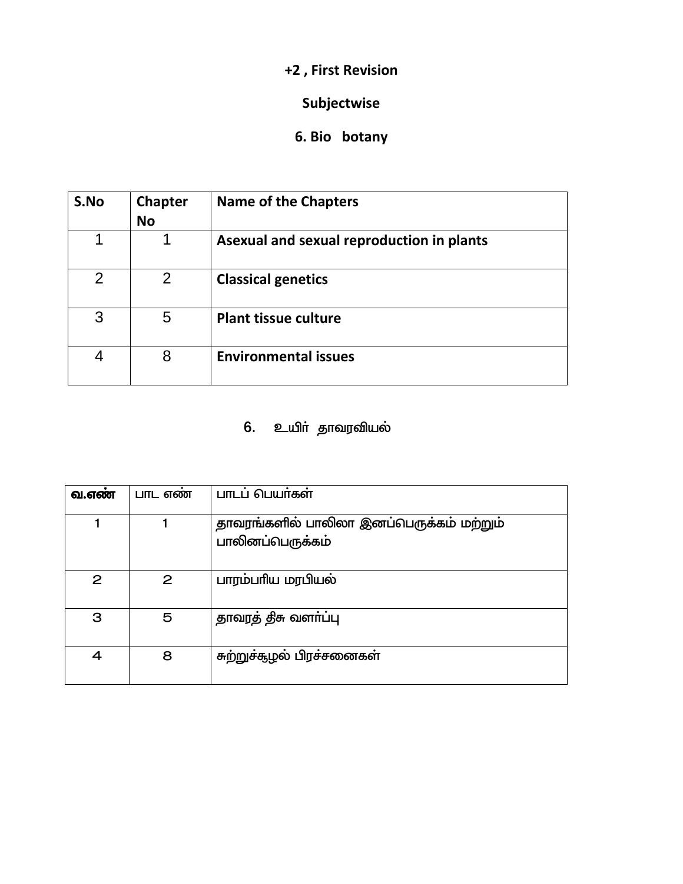**+2 , First Revision**

**Subjectwise**

**6. Bio botany**

| S.No | Chapter No | Name of the Chapters |
|---|---|---|
| 1 | 1 | **Asexual and sexual reproduction in plants** |
| 2 | 2 | **Classical genetics** |
| 3 | 5 | **Plant tissue culture** |
| 4 | 8 | **Environmental issues** |

6. உயிர் தாவரவியல்

| **வ.எண்** | பாட எண் | பாடப் பெயர்கள் |
|---|---|---|
| 1 | 1 | தாவரங்களில் பாலிலா இனப்பெருக்கம் மற்றும் பாலினப்பெருக்கம் |
| 2 | 2 | பாரம்பரிய மரபியல் |
| 3 | 5 | தாவரத் திசு வளர்ப்பு |
| 4 | 8 | சுற்றுச்சூழல் பிரச்சனைகள் |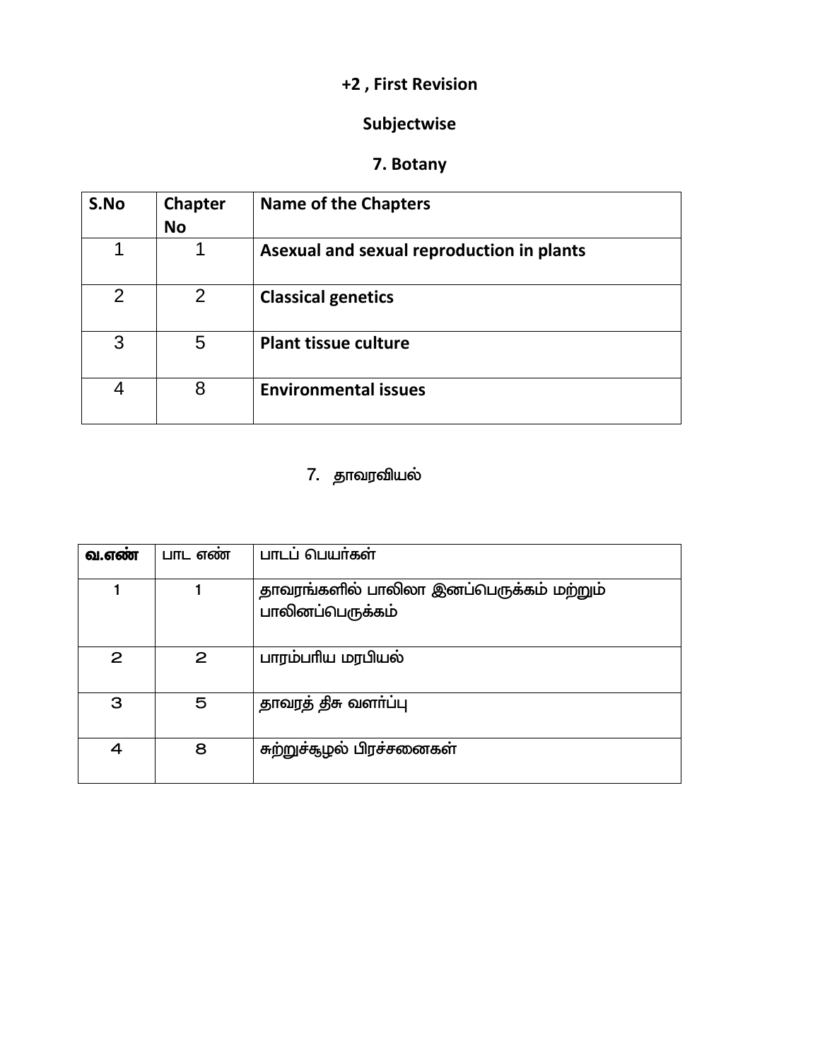**+2 , First Revision**

**Subjectwise**

**7. Botany**

| S.No | Chapter No | Name of the Chapters |
|---|---|---|
| 1 | 1 | **Asexual and sexual reproduction in plants** |
| 2 | 2 | **Classical genetics** |
| 3 | 5 | **Plant tissue culture** |
| 4 | 8 | **Environmental issues** |

7. தாவரவியல்

| **வ.எண்** | பாட எண் | பாடப் பெயர்கள் |
|---|---|---|
| 1 | 1 | தாவரங்களில் பாலிலா இனப்பெருக்கம் மற்றும் பாலினப்பெருக்கம் |
| 2 | 2 | பாரம்பரிய மரபியல் |
| 3 | 5 | தாவரத் திசு வளர்ப்பு |
| 4 | 8 | சுற்றுச்சூழல் பிரச்சனைகள் |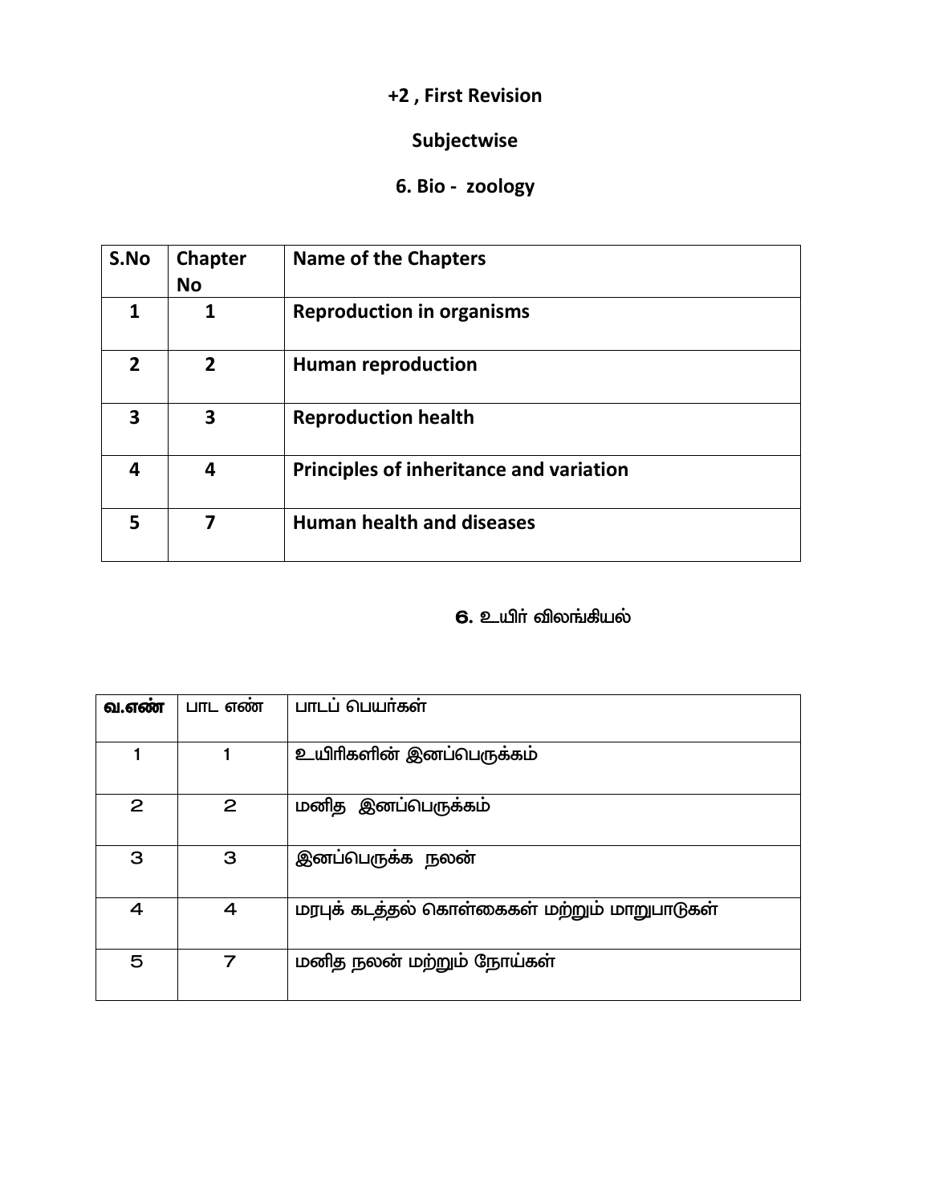# +2 , First Revision

## Subjectwise

### 6. Bio - zoology

| S.No | Chapter No | Name of the Chapters |
|---|---|---|
| 1 | 1 | Reproduction in organisms |
| 2 | 2 | Human reproduction |
| 3 | 3 | Reproduction health |
| 4 | 4 | Principles of inheritance and variation |
| 5 | 7 | Human health and diseases |

### 6. உயிர் விலங்கியல்

| வ.எண் | பாட எண் | பாடப் பெயர்கள் |
|---|---|---|
| 1 | 1 | உயிரிகளின் இனப்பெருக்கம் |
| 2 | 2 | மனித இனப்பெருக்கம் |
| 3 | 3 | இனப்பெருக்க நலன் |
| 4 | 4 | மரபுக் கடத்தல் கொள்கைகள் மற்றும் மாறுபாடுகள் |
| 5 | 7 | மனித நலன் மற்றும் நோய்கள் |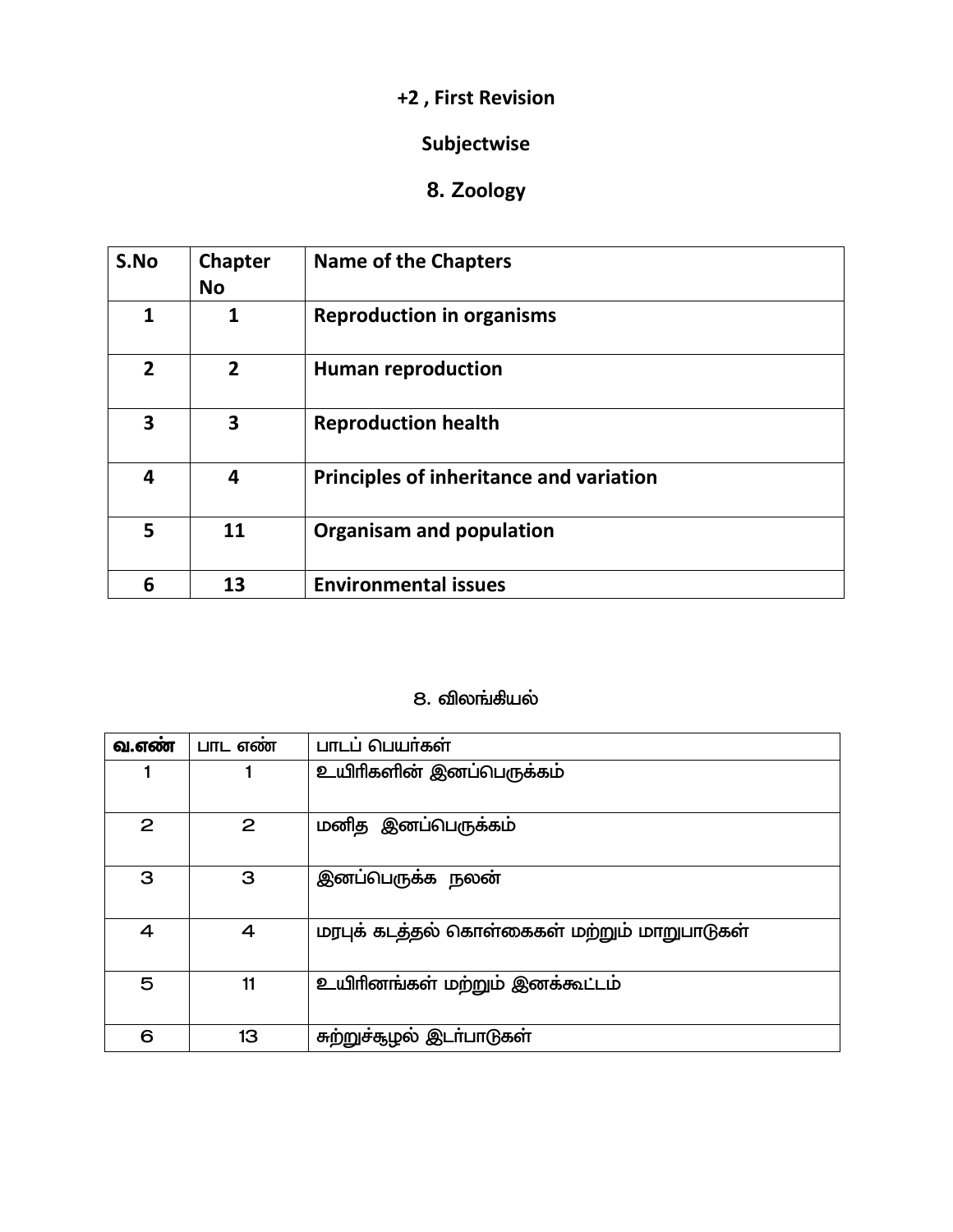**+2 , First Revision**

**Subjectwise**

## 8. Zoology

| S.No | Chapter No | Name of the Chapters |
|---|---|---|
| 1 | 1 | Reproduction in organisms |
| 2 | 2 | Human reproduction |
| 3 | 3 | Reproduction health |
| 4 | 4 | Principles of inheritance and variation |
| 5 | 11 | Organisam and population |
| 6 | 13 | Environmental issues |

## 8. விலங்கியல்

| வ.எண் | பாட எண் | பாடப் பெயர்கள் |
|---|---|---|
| 1 | 1 | உயிரிகளின் இனப்பெருக்கம் |
| 2 | 2 | மனித இனப்பெருக்கம் |
| 3 | 3 | இனப்பெருக்க நலன் |
| 4 | 4 | மரபுக் கடத்தல் கொள்கைகள் மற்றும் மாறுபாடுகள் |
| 5 | 11 | உயிரினங்கள் மற்றும் இனக்கூட்டம் |
| 6 | 13 | சுற்றுச்சூழல் இடர்பாடுகள் |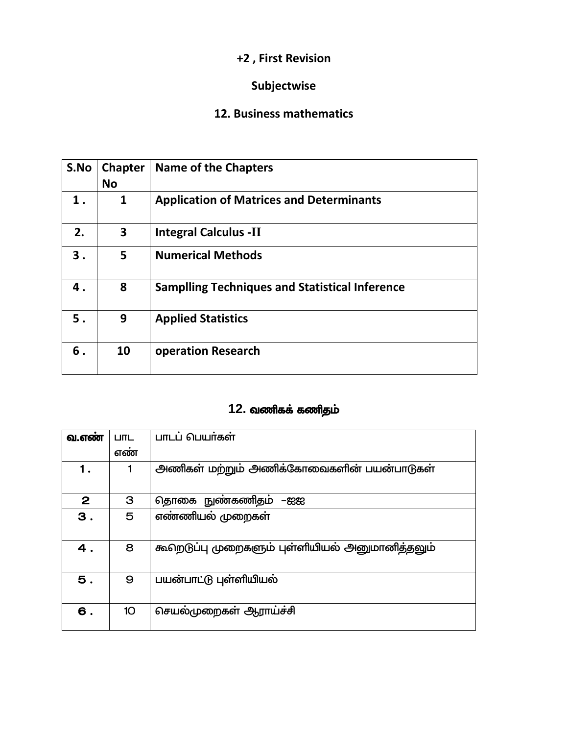# +2 , First Revision

## Subjectwise

## 12. Business mathematics

| S.No | Chapter No | Name of the Chapters |
|---|---|---|
| 1 . | 1 | **Application of Matrices and Determinants** |
| 2. | 3 | **Integral Calculus -II** |
| 3 . | 5 | **Numerical Methods** |
| 4 . | 8 | **Samplling Techniques and Statistical Inference** |
| 5 . | 9 | **Applied Statistics** |
| 6 . | 10 | **operation Research** |

## 12. வணிகக் கணிதம்

| வ.எண் | பாட எண் | பாடப் பெயர்கள் |
|---|---|---|
| 1 . | 1 | அணிகள் மற்றும் அணிக்கோவைகளின் பயன்பாடுகள் |
| 2 | 3 | தொகை நுண்கணிதம் –ஐஐ |
| 3 . | 5 | எண்ணியல் முறைகள் |
| 4 . | 8 | கூறெடுப்பு முறைகளும் புள்ளியியல் அனுமானித்தலும் |
| 5 . | 9 | பயன்பாட்டு புள்ளியியல் |
| 6 . | 10 | செயல்முறைகள் ஆராய்ச்சி |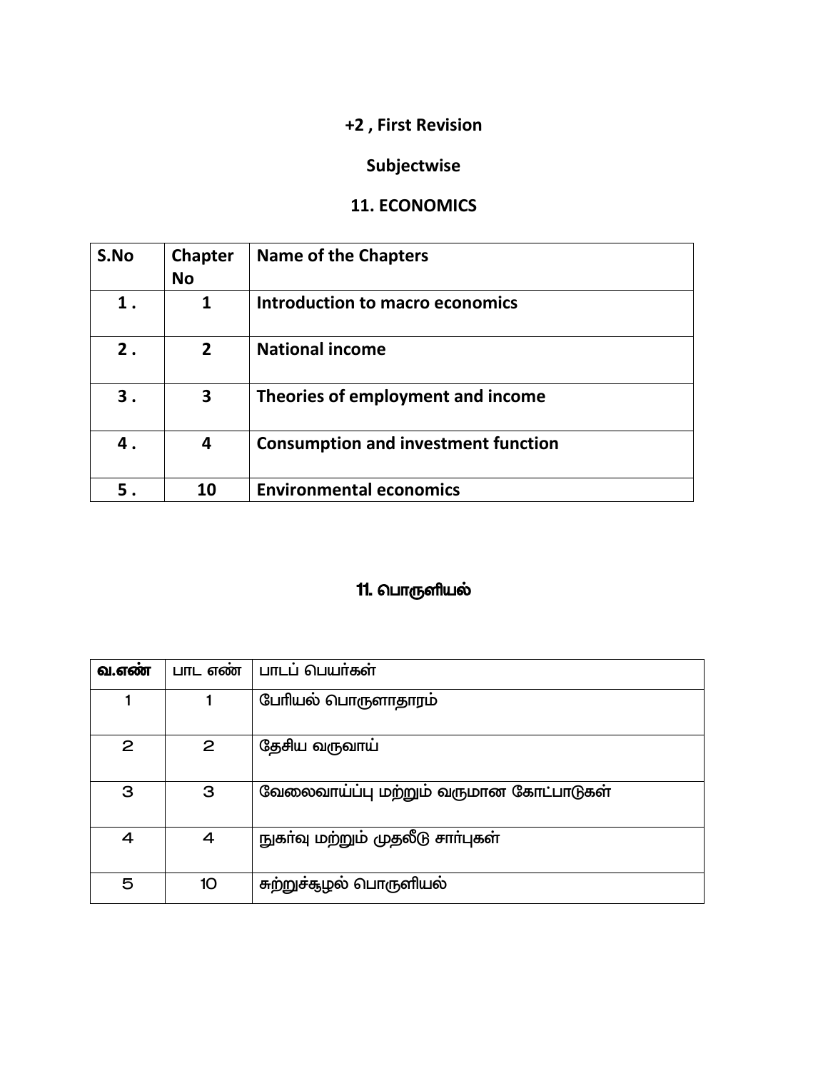**+2 , First Revision**

**Subjectwise**

## 11. ECONOMICS

| S.No | Chapter No | Name of the Chapters |
|---|---|---|
| 1 . | 1 | Introduction to macro economics |
| 2 . | 2 | National income |
| 3 . | 3 | Theories of employment and income |
| 4 . | 4 | Consumption and investment function |
| 5 . | 10 | Environmental economics |

## 11. பொருளியல்

| வ.எண் | பாட எண் | பாடப் பெயர்கள் |
|---|---|---|
| 1 | 1 | பேரியல் பொருளாதாரம் |
| 2 | 2 | தேசிய வருவாய் |
| 3 | 3 | வேலைவாய்ப்பு மற்றும் வருமான கோட்பாடுகள் |
| 4 | 4 | நுகர்வு மற்றும் முதலீடு சார்புகள் |
| 5 | 10 | சுற்றுச்சூழல் பொருளியல் |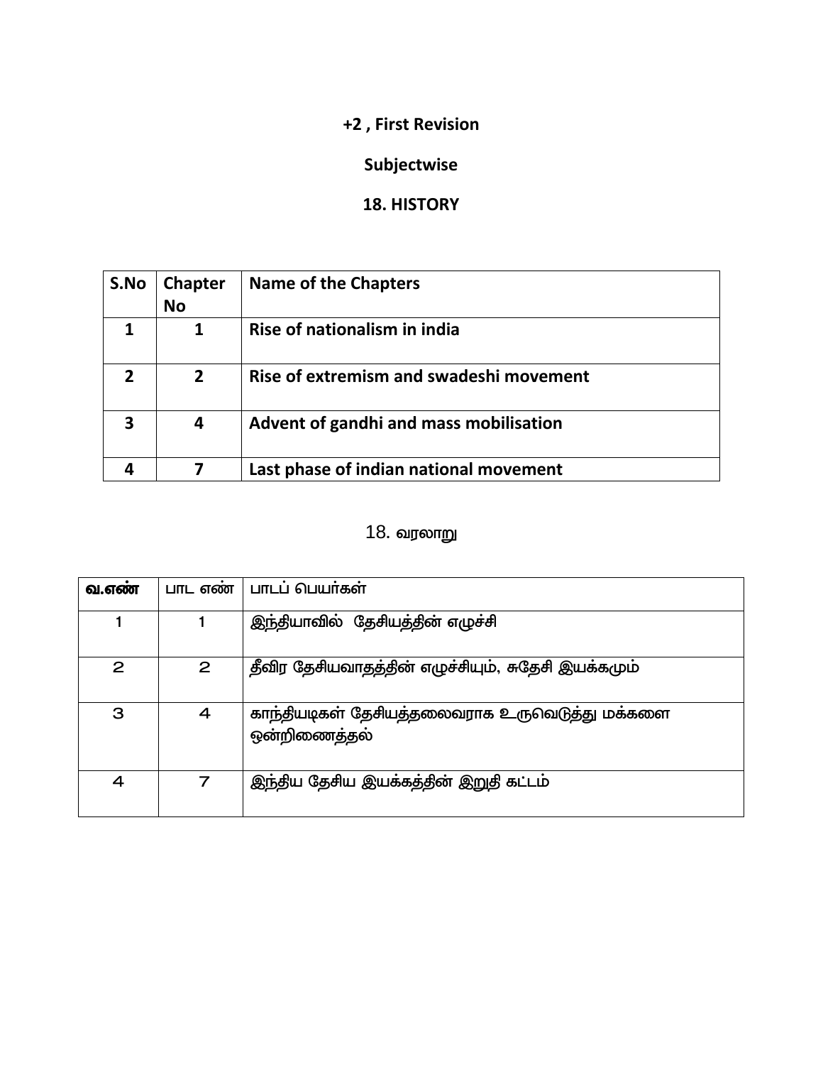**+2 , First Revision**

**Subjectwise**

**18. HISTORY**

| S.No | Chapter No | Name of the Chapters |
|---|---|---|
| **1** | **1** | **Rise of nationalism in india** |
| **2** | **2** | **Rise of extremism and swadeshi movement** |
| **3** | **4** | **Advent of gandhi and mass mobilisation** |
| **4** | **7** | **Last phase of indian national movement** |

18. வரலாறு

| **வ.எண்** | பாட எண் | பாடப் பெயர்கள் |
|---|---|---|
| 1 | 1 | இந்தியாவில் தேசியத்தின் எழுச்சி |
| 2 | 2 | தீவிர தேசியவாதத்தின் எழுச்சியும், சுதேசி இயக்கமும் |
| 3 | 4 | காந்தியடிகள் தேசியத்தலைவராக உருவெடுத்து மக்களை ஒன்றிணைத்தல் |
| 4 | 7 | இந்திய தேசிய இயக்கத்தின் இறுதி கட்டம் |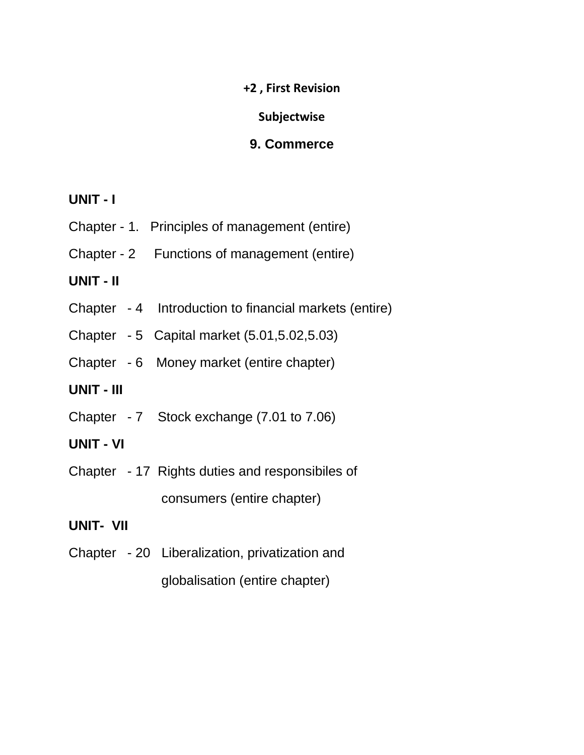# +2 , First Revision

## Subjectwise

## 9. Commerce

**UNIT - I**

Chapter - 1. Principles of management (entire)

Chapter - 2 Functions of management (entire)

**UNIT - II**

Chapter - 4 Introduction to financial markets (entire)

Chapter - 5 Capital market (5.01,5.02,5.03)

Chapter - 6 Money market (entire chapter)

**UNIT - III**

Chapter - 7 Stock exchange (7.01 to 7.06)

**UNIT - VI**

Chapter - 17 Rights duties and responsibiles of consumers (entire chapter)

**UNIT- VII**

Chapter - 20 Liberalization, privatization and globalisation (entire chapter)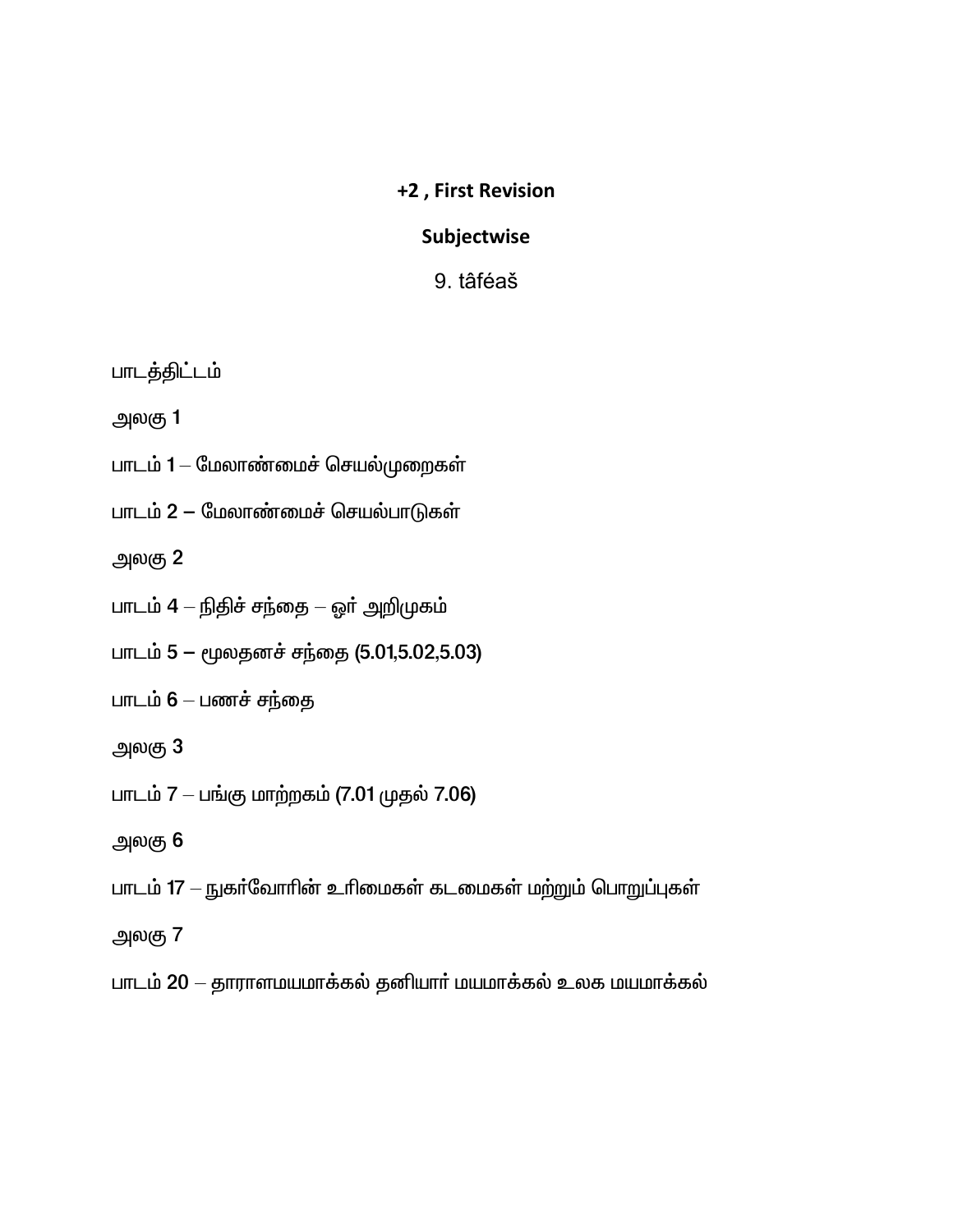**+2 , First Revision**

**Subjectwise**

9. tâféaš

பாடத்திட்டம்

அலகு 1

பாடம் 1 – மேலாண்மைச் செயல்முறைகள்

பாடம் 2 – மேலாண்மைச் செயல்பாடுகள்

அலகு 2

பாடம் 4 – நிதிச் சந்தை – ஓர் அறிமுகம்

பாடம் 5 – மூலதனச் சந்தை (5.01,5.02,5.03)

பாடம் 6 – பணச் சந்தை

அலகு 3

பாடம் 7 – பங்கு மாற்றகம் (7.01 முதல் 7.06)

அலகு 6

பாடம் 17 – நுகர்வோரின் உரிமைகள் கடமைகள் மற்றும் பொறுப்புகள்

அலகு 7

பாடம் 20 – தாராளமயமாக்கல் தனியார் மயமாக்கல் உலக மயமாக்கல்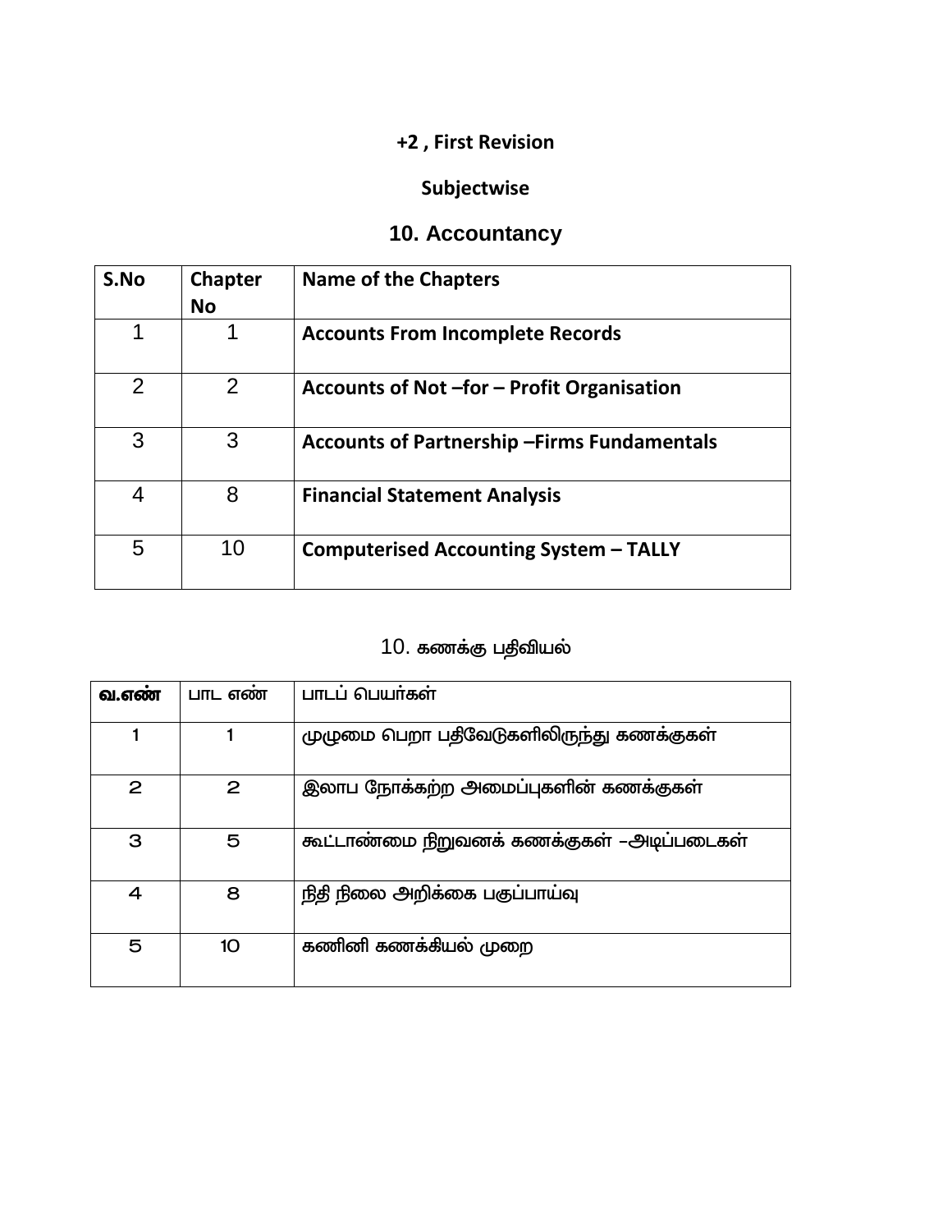**+2 , First Revision**

**Subjectwise**

## 10. Accountancy

| S.No | Chapter No | Name of the Chapters |
|---|---|---|
| 1 | 1 | **Accounts From Incomplete Records** |
| 2 | 2 | **Accounts of Not –for – Profit Organisation** |
| 3 | 3 | **Accounts of Partnership –Firms Fundamentals** |
| 4 | 8 | **Financial Statement Analysis** |
| 5 | 10 | **Computerised Accounting System – TALLY** |

## 10. கணக்கு பதிவியல்

| வ.எண் | பாட எண் | பாடப் பெயர்கள் |
|---|---|---|
| 1 | 1 | முழுமை பெறா பதிவேடுகளிலிருந்து கணக்குகள் |
| 2 | 2 | இலாப நோக்கற்ற அமைப்புகளின் கணக்குகள் |
| 3 | 5 | கூட்டாண்மை நிறுவனக் கணக்குகள் –அடிப்படைகள் |
| 4 | 8 | நிதி நிலை அறிக்கை பகுப்பாய்வு |
| 5 | 10 | கணினி கணக்கியல் முறை |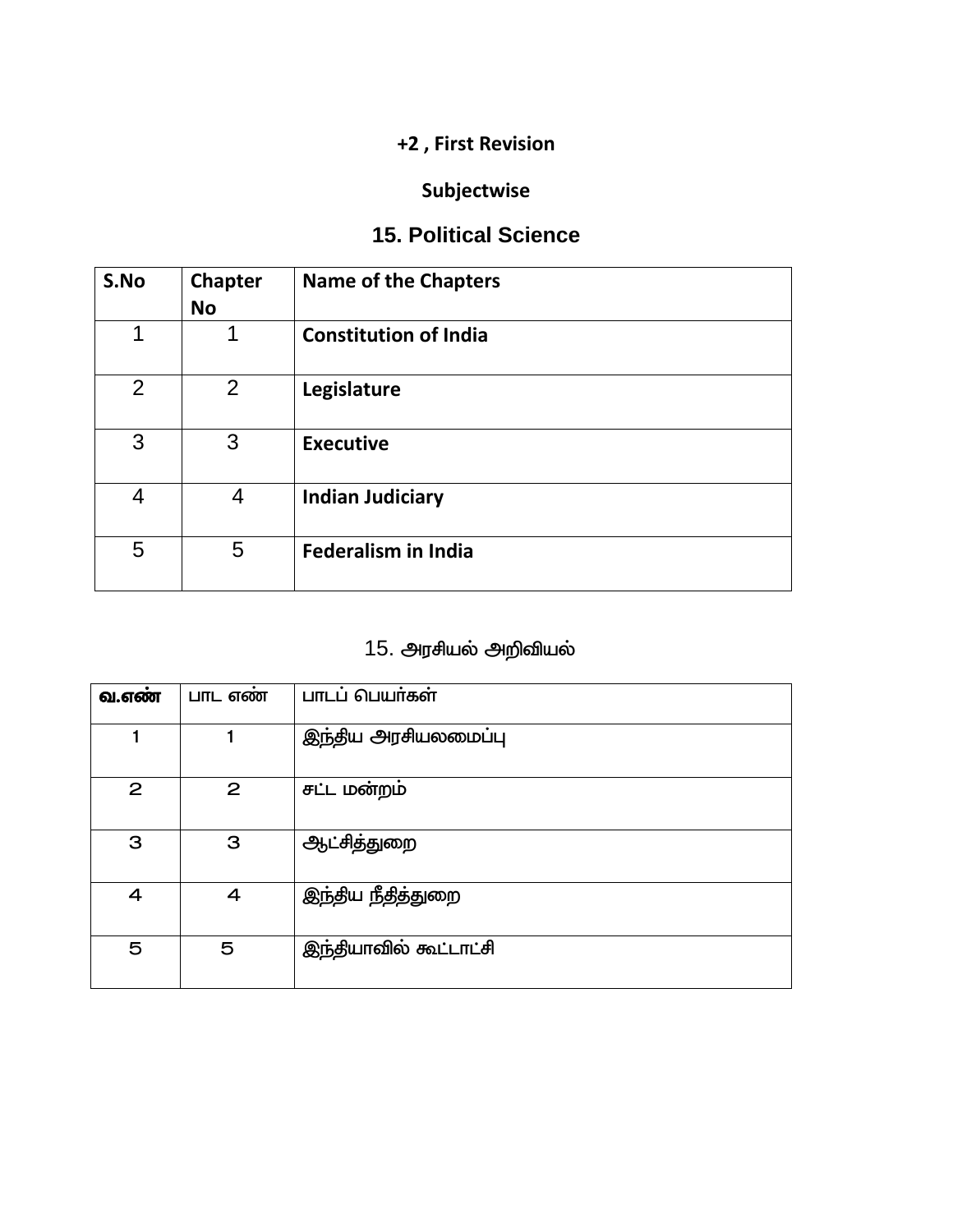**+2 , First Revision**

**Subjectwise**

## 15. Political Science

| S.No | Chapter No | Name of the Chapters |
|---|---|---|
| 1 | 1 | **Constitution of India** |
| 2 | 2 | **Legislature** |
| 3 | 3 | **Executive** |
| 4 | 4 | **Indian Judiciary** |
| 5 | 5 | **Federalism in India** |

## 15. அரசியல் அறிவியல்

| வ.எண் | பாட எண் | பாடப் பெயர்கள் |
|---|---|---|
| 1 | 1 | இந்திய அரசியலமைப்பு |
| 2 | 2 | சட்ட மன்றம் |
| 3 | 3 | ஆட்சித்துறை |
| 4 | 4 | இந்திய நீதித்துறை |
| 5 | 5 | இந்தியாவில் கூட்டாட்சி |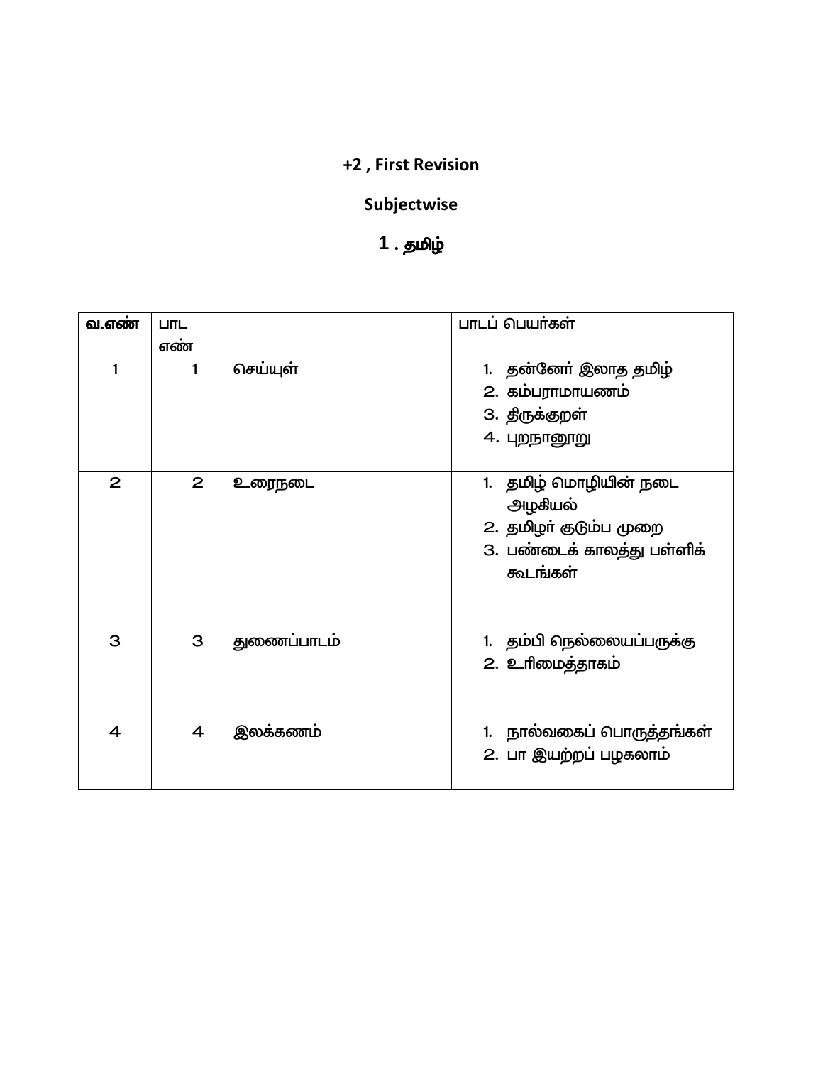**+2 , First Revision**

**Subjectwise**

**1 . தமிழ்**

| **வ.எண்** | பாட எண் | | பாடப் பெயர்கள் |
|---|---|---|---|
| 1 | 1 | செய்யுள் | 1. தன்னேர் இலாத தமிழ்<br>2. கம்பராமாயணம்<br>3. திருக்குறள்<br>4. புறநானூறு |
| 2 | 2 | உரைநடை | 1. தமிழ் மொழியின் நடை அழகியல்<br>2. தமிழர் குடும்ப முறை<br>3. பண்டைக் காலத்து பள்ளிக் கூடங்கள் |
| 3 | 3 | துணைப்பாடம் | 1. தம்பி நெல்லையப்பருக்கு<br>2. உரிமைத்தாகம் |
| 4 | 4 | இலக்கணம் | 1. நால்வகைப் பொருத்தங்கள்<br>2. பா இயற்றப் பழகலாம் |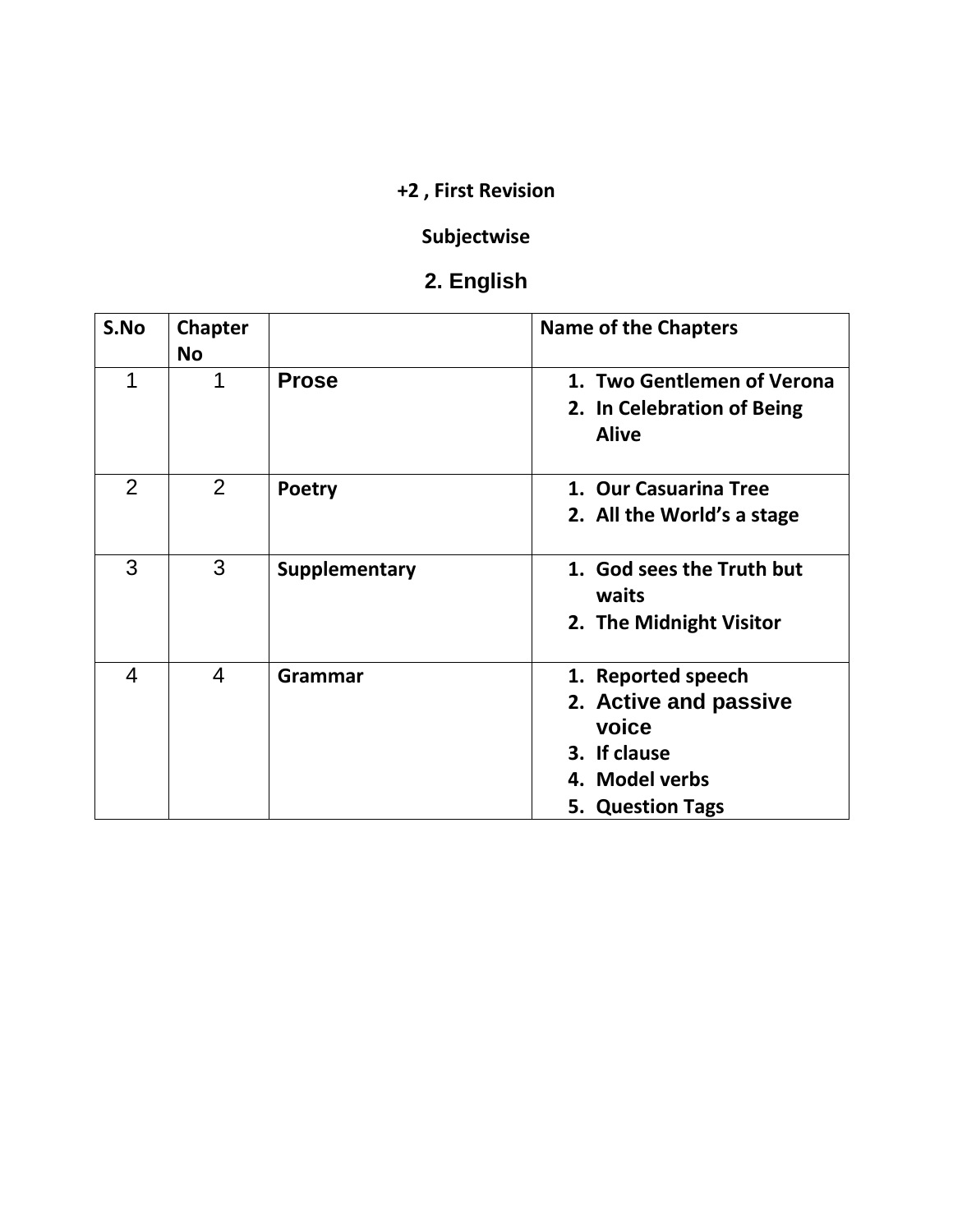**+2 , First Revision**

**Subjectwise**

## 2. English

| S.No | Chapter No | | Name of the Chapters |
|---|---|---|---|
| 1 | 1 | Prose | 1. Two Gentlemen of Verona<br>2. In Celebration of Being Alive |
| 2 | 2 | Poetry | 1. Our Casuarina Tree<br>2. All the World's a stage |
| 3 | 3 | Supplementary | 1. God sees the Truth but waits<br>2. The Midnight Visitor |
| 4 | 4 | Grammar | 1. Reported speech<br>2. Active and passive voice<br>3. If clause<br>4. Model verbs<br>5. Question Tags |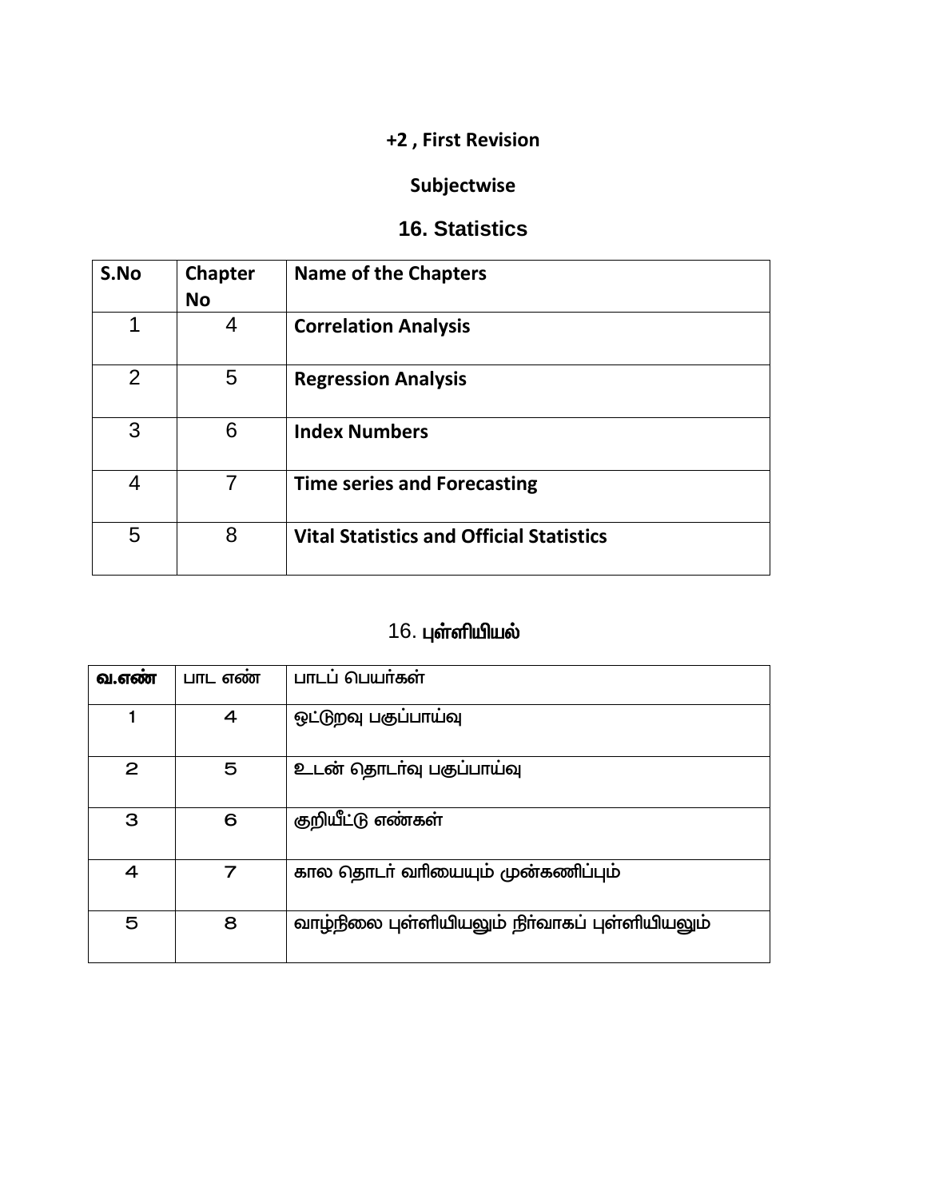**+2 , First Revision**

**Subjectwise**

## 16. Statistics

| S.No | Chapter No | Name of the Chapters |
|---|---|---|
| 1 | 4 | **Correlation Analysis** |
| 2 | 5 | **Regression Analysis** |
| 3 | 6 | **Index Numbers** |
| 4 | 7 | **Time series and Forecasting** |
| 5 | 8 | **Vital Statistics and Official Statistics** |

## 16. புள்ளியியல்

| வ.எண் | பாட எண் | பாடப் பெயர்கள் |
|---|---|---|
| 1 | 4 | ஒட்டுறவு பகுப்பாய்வு |
| 2 | 5 | உடன் தொடர்வு பகுப்பாய்வு |
| 3 | 6 | குறியீட்டு எண்கள் |
| 4 | 7 | கால தொடர் வரியையும் முன்கணிப்பும் |
| 5 | 8 | வாழ்நிலை புள்ளியியலும் நிர்வாகப் புள்ளியியலும் |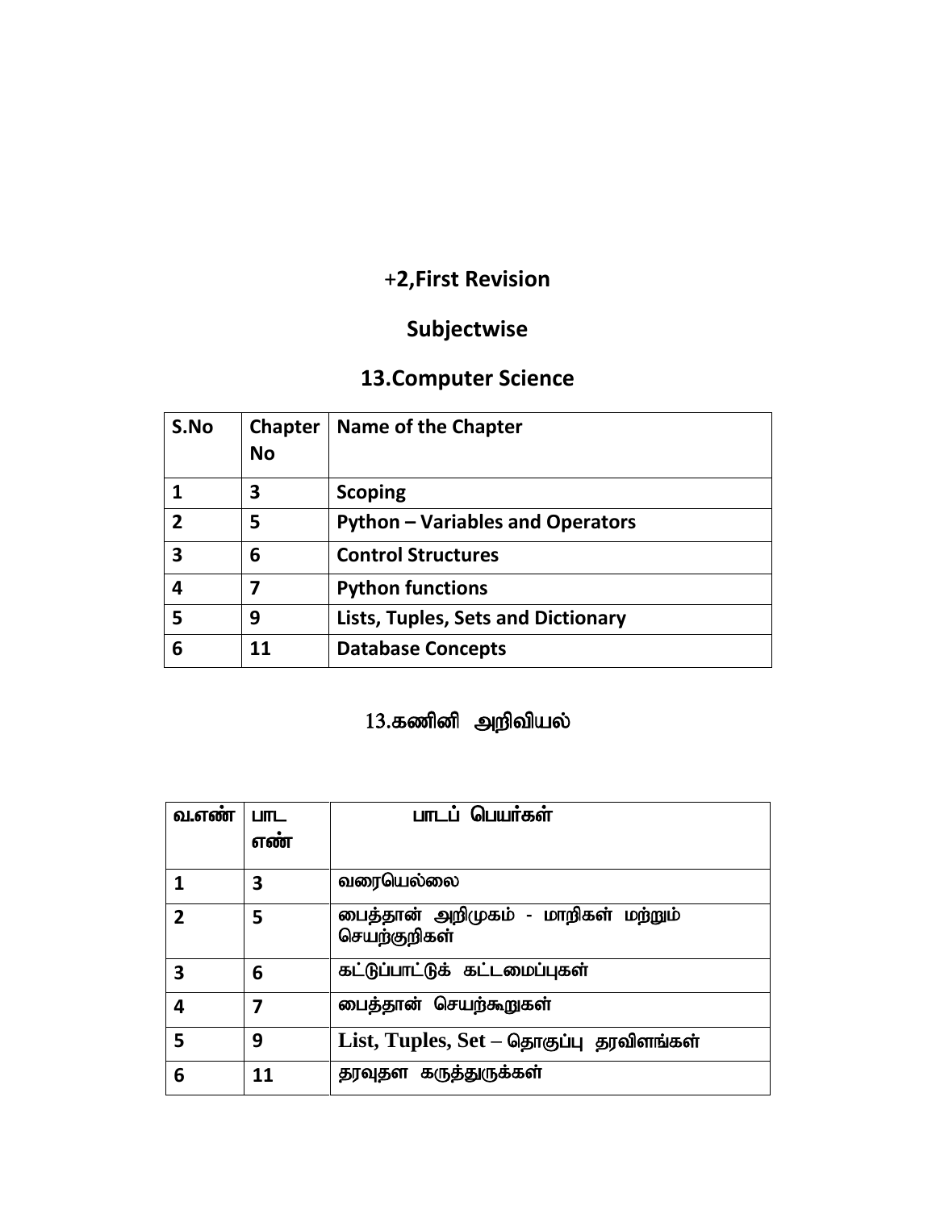## +2,First Revision

## Subjectwise

## 13.Computer Science

| S.No | Chapter No | Name of the Chapter |
|---|---|---|
| 1 | 3 | Scoping |
| 2 | 5 | Python – Variables and Operators |
| 3 | 6 | Control Structures |
| 4 | 7 | Python functions |
| 5 | 9 | Lists, Tuples, Sets and Dictionary |
| 6 | 11 | Database Concepts |

## 13.கணினி அறிவியல்

| வ.எண் | பாட எண் | பாடப் பெயர்கள் |
|---|---|---|
| 1 | 3 | வரையெல்லை |
| 2 | 5 | பைத்தான் அறிமுகம் - மாறிகள் மற்றும் செயற்குறிகள் |
| 3 | 6 | கட்டுப்பாட்டுக் கட்டமைப்புகள் |
| 4 | 7 | பைத்தான் செயற்கூறுகள் |
| 5 | 9 | List, Tuples, Set – தொகுப்பு தரவிளங்கள் |
| 6 | 11 | தரவுதள கருத்துருக்கள் |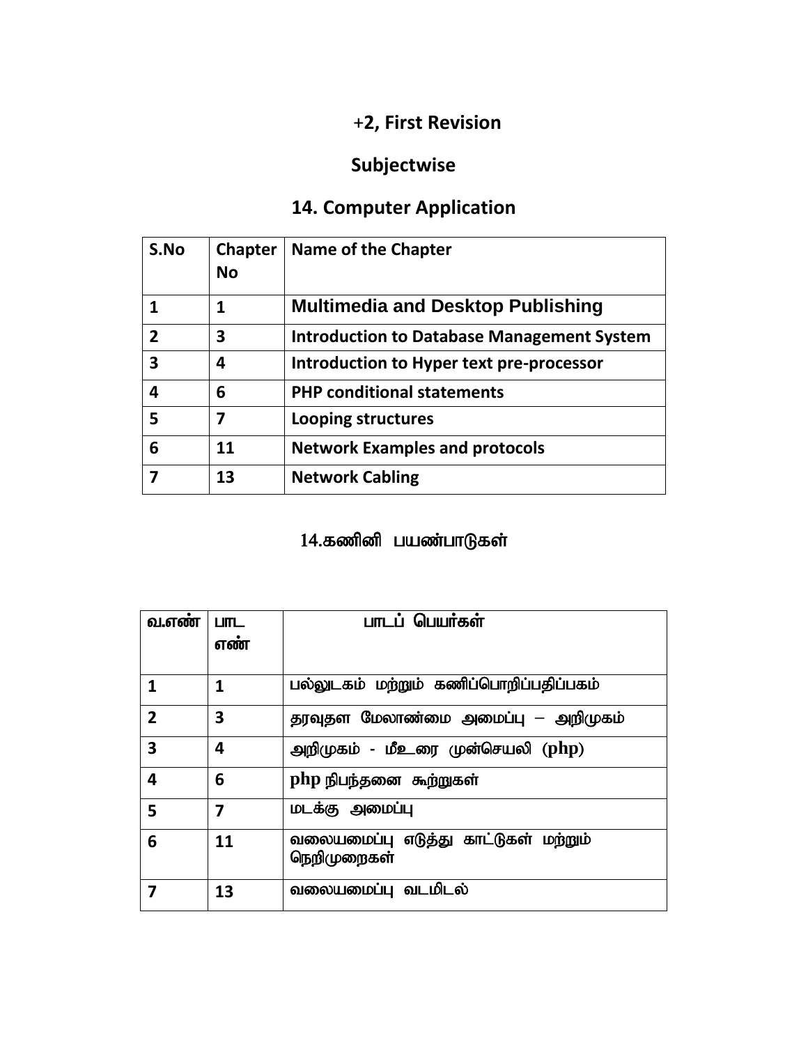## +2, First Revision

## Subjectwise

## 14. Computer Application

| S.No | Chapter No | Name of the Chapter |
|---|---|---|
| 1 | 1 | Multimedia and Desktop Publishing |
| 2 | 3 | Introduction to Database Management System |
| 3 | 4 | Introduction to Hyper text pre-processor |
| 4 | 6 | PHP conditional statements |
| 5 | 7 | Looping structures |
| 6 | 11 | Network Examples and protocols |
| 7 | 13 | Network Cabling |

## 14.கணினி பயண்பாடுகள்

| வ.எண் | பாட எண் | பாடப் பெயர்கள் |
|---|---|---|
| 1 | 1 | பல்லுடகம் மற்றும் கணிப்பொறிப்பதிப்பகம் |
| 2 | 3 | தரவுதள மேலாண்மை அமைப்பு – அறிமுகம் |
| 3 | 4 | அறிமுகம் - மீஉரை முன்செயலி (php) |
| 4 | 6 | php நிபந்தனை கூற்றுகள் |
| 5 | 7 | மடக்கு அமைப்பு |
| 6 | 11 | வலையமைப்பு எடுத்து காட்டுகள் மற்றும் நெறிமுறைகள் |
| 7 | 13 | வலையமைப்பு வடமிடல் |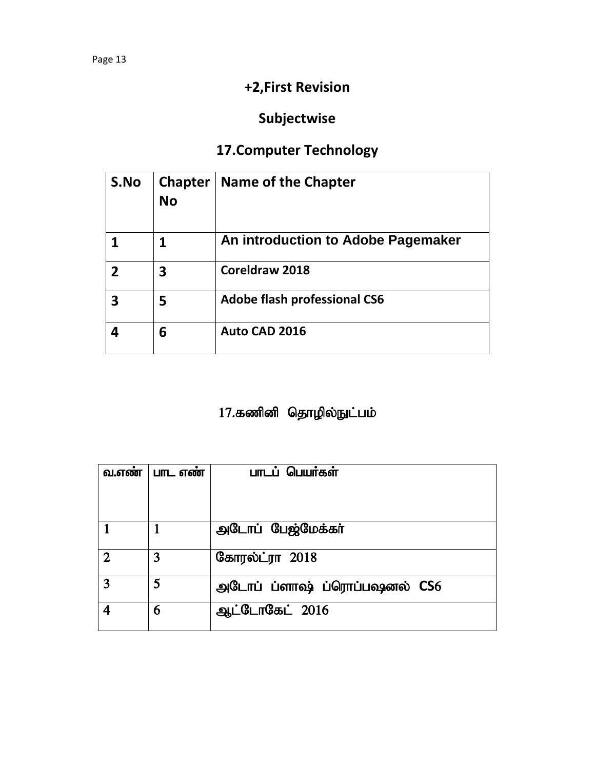## +2,First Revision

## Subjectwise

## 17.Computer Technology

| S.No | Chapter No | Name of the Chapter |
|---|---|---|
| 1 | 1 | An introduction to Adobe Pagemaker |
| 2 | 3 | Coreldraw 2018 |
| 3 | 5 | Adobe flash professional CS6 |
| 4 | 6 | Auto CAD 2016 |

## 17.கணினி தொழில்நுட்பம்

| வ.எண் | பாட எண் | பாடப் பெயர்கள் |
|---|---|---|
| 1 | 1 | அடோப் பேஜ்மேக்கர் |
| 2 | 3 | கோரல்ட்ரா 2018 |
| 3 | 5 | அடோப் ப்ளாஷ் ப்ரொப்பஷனல் CS6 |
| 4 | 6 | ஆட்டோகேட் 2016 |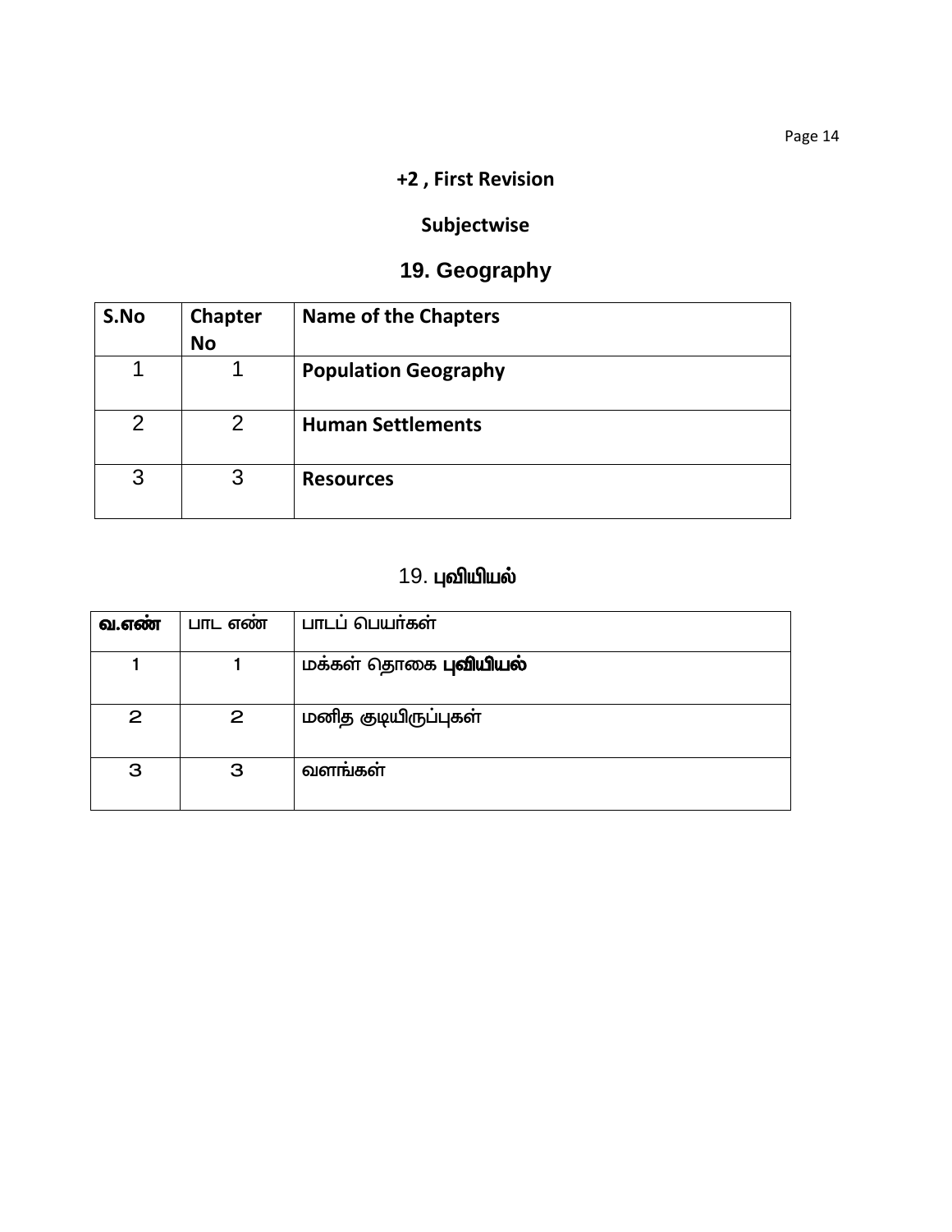**+2 , First Revision**

**Subjectwise**

## 19. Geography

| S.No | Chapter No | Name of the Chapters |
|---|---|---|
| 1 | 1 | **Population Geography** |
| 2 | 2 | **Human Settlements** |
| 3 | 3 | **Resources** |

## 19. புவியியல்

| வ.எண் | பாட எண் | பாடப் பெயர்கள் |
|---|---|---|
| 1 | 1 | மக்கள் தொகை **புவியியல்** |
| 2 | 2 | மனித குடியிருப்புகள் |
| 3 | 3 | வளங்கள் |